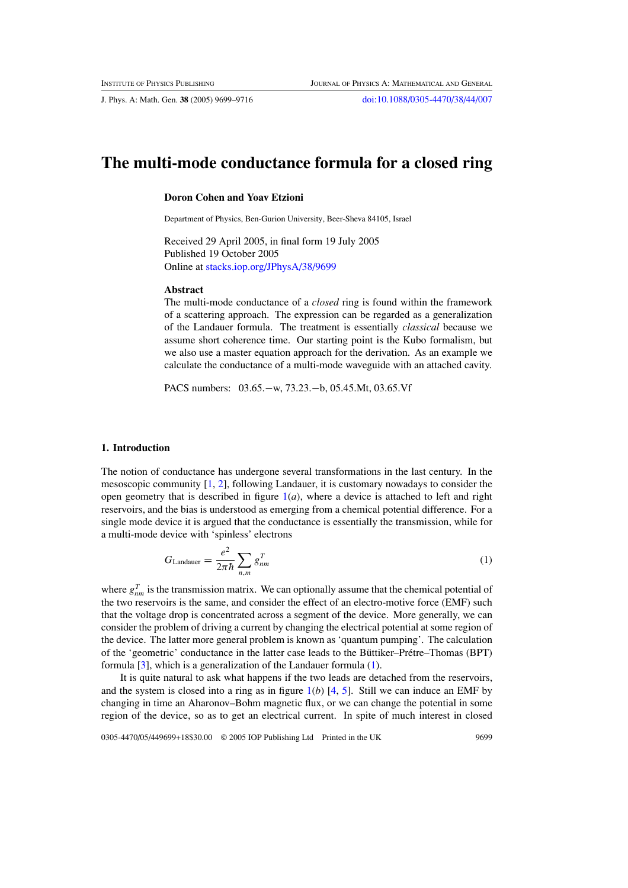# The multi-mode conductance formula for a closed ring

**Doron Cohen and Yoav Etzioni**

Department of Physics, Ben-Gurion University, Beer-Sheva 84105, Israel

Received 29 April 2005, in final form 19 July 2005
Published 19 October 2005
Online at stacks.iop.org/JPhysA/38/9699

## Abstract

The multi-mode conductance of a *closed* ring is found within the framework of a scattering approach. The expression can be regarded as a generalization of the Landauer formula. The treatment is essentially *classical* because we assume short coherence time. Our starting point is the Kubo formalism, but we also use a master equation approach for the derivation. As an example we calculate the conductance of a multi-mode waveguide with an attached cavity.

PACS numbers: 03.65.−w, 73.23.−b, 05.45.Mt, 03.65.Vf

## 1. Introduction

The notion of conductance has undergone several transformations in the last century. In the mesoscopic community [1, 2], following Landauer, it is customary nowadays to consider the open geometry that is described in figure 1(*a*), where a device is attached to left and right reservoirs, and the bias is understood as emerging from a chemical potential difference. For a single mode device it is argued that the conductance is essentially the transmission, while for a multi-mode device with 'spinless' electrons

$$G_{\text{Landauer}} = \frac{e^2}{2\pi\hbar} \sum_{n,m} g^T_{nm} \tag{1}$$

where $g^T_{nm}$ is the transmission matrix. We can optionally assume that the chemical potential of the two reservoirs is the same, and consider the effect of an electro-motive force (EMF) such that the voltage drop is concentrated across a segment of the device. More generally, we can consider the problem of driving a current by changing the electrical potential at some region of the device. The latter more general problem is known as 'quantum pumping'. The calculation of the 'geometric' conductance in the latter case leads to the Büttiker–Prétre–Thomas (BPT) formula [3], which is a generalization of the Landauer formula (1).

It is quite natural to ask what happens if the two leads are detached from the reservoirs, and the system is closed into a ring as in figure 1(*b*) [4, 5]. Still we can induce an EMF by changing in time an Aharonov–Bohm magnetic flux, or we can change the potential in some region of the device, so as to get an electrical current. In spite of much interest in closed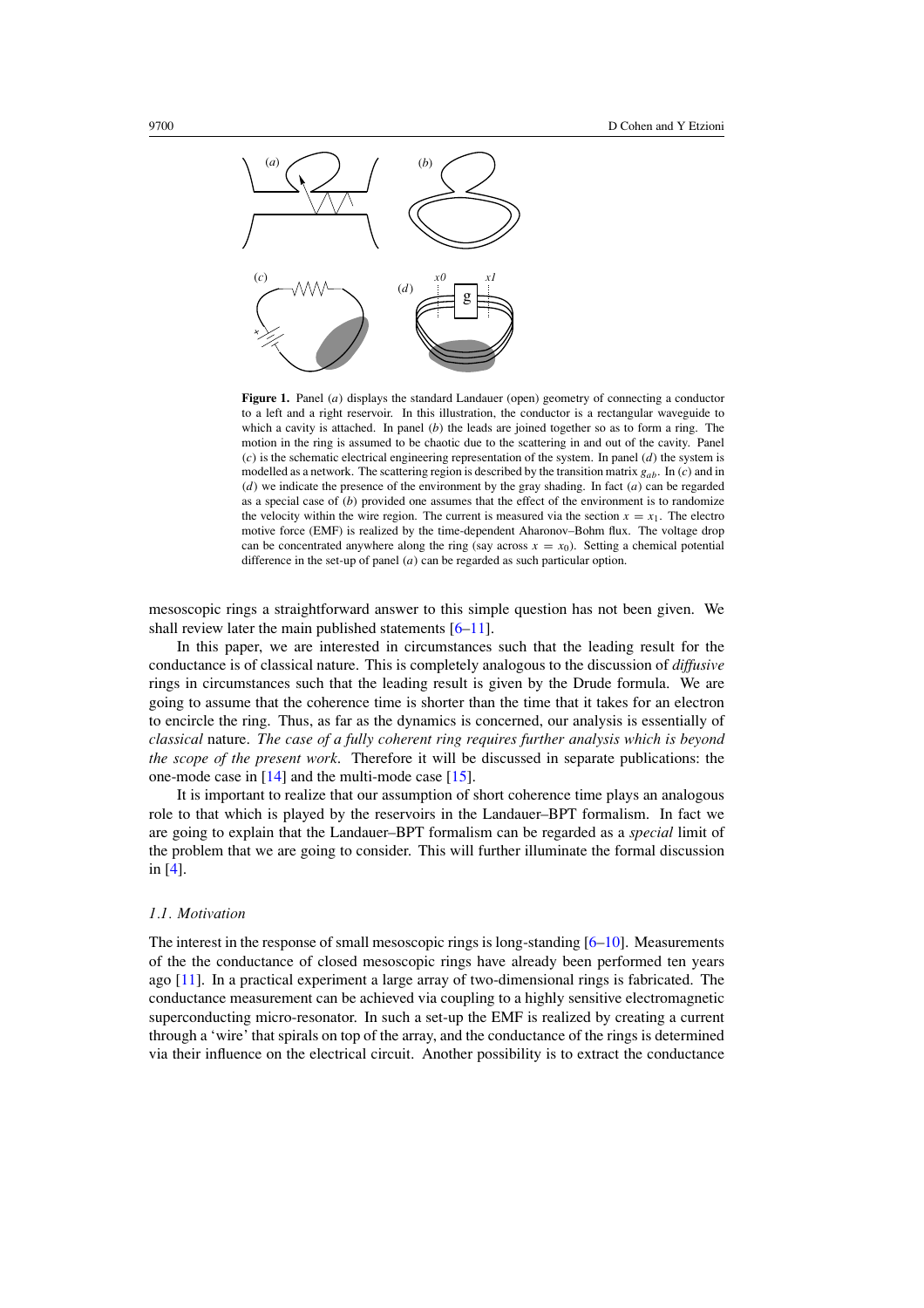**Figure 1.** Panel (*a*) displays the standard Landauer (open) geometry of connecting a conductor to a left and a right reservoir. In this illustration, the conductor is a rectangular waveguide to which a cavity is attached. In panel (*b*) the leads are joined together so as to form a ring. The motion in the ring is assumed to be chaotic due to the scattering in and out of the cavity. Panel (*c*) is the schematic electrical engineering representation of the system. In panel (*d*) the system is modelled as a network. The scattering region is described by the transition matrix $g_{ab}$. In (*c*) and in (*d*) we indicate the presence of the environment by the gray shading. In fact (*a*) can be regarded as a special case of (*b*) provided one assumes that the effect of the environment is to randomize the velocity within the wire region. The current is measured via the section $x = x_1$. The electro motive force (EMF) is realized by the time-dependent Aharonov–Bohm flux. The voltage drop can be concentrated anywhere along the ring (say across $x = x_0$). Setting a chemical potential difference in the set-up of panel (*a*) can be regarded as such particular option.

mesoscopic rings a straightforward answer to this simple question has not been given. We shall review later the main published statements [6–11].

In this paper, we are interested in circumstances such that the leading result for the conductance is of classical nature. This is completely analogous to the discussion of *diffusive* rings in circumstances such that the leading result is given by the Drude formula. We are going to assume that the coherence time is shorter than the time that it takes for an electron to encircle the ring. Thus, as far as the dynamics is concerned, our analysis is essentially of *classical* nature. *The case of a fully coherent ring requires further analysis which is beyond the scope of the present work*. Therefore it will be discussed in separate publications: the one-mode case in [14] and the multi-mode case [15].

It is important to realize that our assumption of short coherence time plays an analogous role to that which is played by the reservoirs in the Landauer–BPT formalism. In fact we are going to explain that the Landauer–BPT formalism can be regarded as a *special* limit of the problem that we are going to consider. This will further illuminate the formal discussion in [4].

### 1.1. Motivation

The interest in the response of small mesoscopic rings is long-standing [6–10]. Measurements of the the conductance of closed mesoscopic rings have already been performed ten years ago [11]. In a practical experiment a large array of two-dimensional rings is fabricated. The conductance measurement can be achieved via coupling to a highly sensitive electromagnetic superconducting micro-resonator. In such a set-up the EMF is realized by creating a current through a 'wire' that spirals on top of the array, and the conductance of the rings is determined via their influence on the electrical circuit. Another possibility is to extract the conductance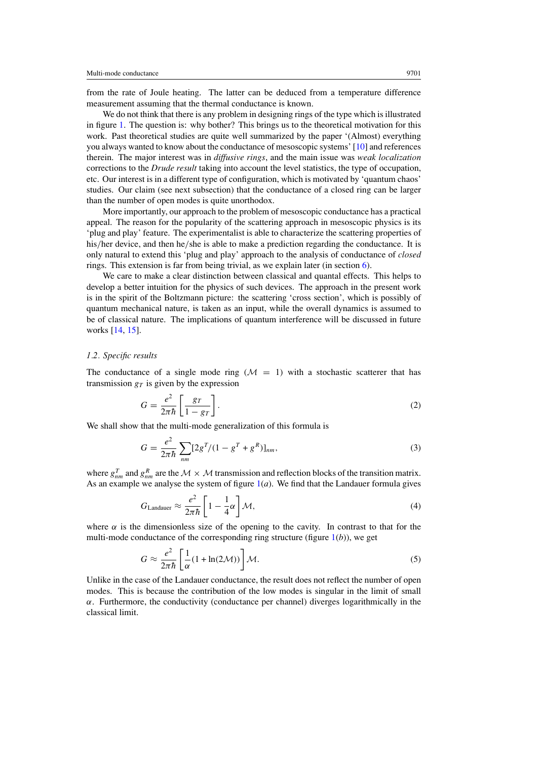from the rate of Joule heating. The latter can be deduced from a temperature difference measurement assuming that the thermal conductance is known.

We do not think that there is any problem in designing rings of the type which is illustrated in figure 1. The question is: why bother? This brings us to the theoretical motivation for this work. Past theoretical studies are quite well summarized by the paper '(Almost) everything you always wanted to know about the conductance of mesoscopic systems' [10] and references therein. The major interest was in *diffusive rings*, and the main issue was *weak localization* corrections to the *Drude result* taking into account the level statistics, the type of occupation, etc. Our interest is in a different type of configuration, which is motivated by 'quantum chaos' studies. Our claim (see next subsection) that the conductance of a closed ring can be larger than the number of open modes is quite unorthodox.

More importantly, our approach to the problem of mesoscopic conductance has a practical appeal. The reason for the popularity of the scattering approach in mesoscopic physics is its 'plug and play' feature. The experimentalist is able to characterize the scattering properties of his/her device, and then he/she is able to make a prediction regarding the conductance. It is only natural to extend this 'plug and play' approach to the analysis of conductance of *closed* rings. This extension is far from being trivial, as we explain later (in section 6).

We care to make a clear distinction between classical and quantal effects. This helps to develop a better intuition for the physics of such devices. The approach in the present work is in the spirit of the Boltzmann picture: the scattering 'cross section', which is possibly of quantum mechanical nature, is taken as an input, while the overall dynamics is assumed to be of classical nature. The implications of quantum interference will be discussed in future works [14, 15].

### *1.2. Specific results*

The conductance of a single mode ring ($\mathcal{M} = 1$) with a stochastic scatterer that has transmission $g_T$ is given by the expression

$$G = \frac{e^2}{2\pi\hbar}\left[\frac{g_T}{1-g_T}\right]. \tag{2}$$

We shall show that the multi-mode generalization of this formula is

$$G = \frac{e^2}{2\pi\hbar}\sum_{nm}[2g^T/(1-g^T+g^R)]_{nm}, \tag{3}$$

where $g^T_{nm}$ and $g^R_{nm}$ are the $\mathcal{M}\times\mathcal{M}$ transmission and reflection blocks of the transition matrix. As an example we analyse the system of figure 1(*a*). We find that the Landauer formula gives

$$G_{\text{Landauer}} \approx \frac{e^2}{2\pi\hbar}\left[1-\frac{1}{4}\alpha\right]\mathcal{M}, \tag{4}$$

where $\alpha$ is the dimensionless size of the opening to the cavity. In contrast to that for the multi-mode conductance of the corresponding ring structure (figure 1(*b*)), we get

$$G \approx \frac{e^2}{2\pi\hbar}\left[\frac{1}{\alpha}(1+\ln(2\mathcal{M}))\right]\mathcal{M}. \tag{5}$$

Unlike in the case of the Landauer conductance, the result does not reflect the number of open modes. This is because the contribution of the low modes is singular in the limit of small $\alpha$. Furthermore, the conductivity (conductance per channel) diverges logarithmically in the classical limit.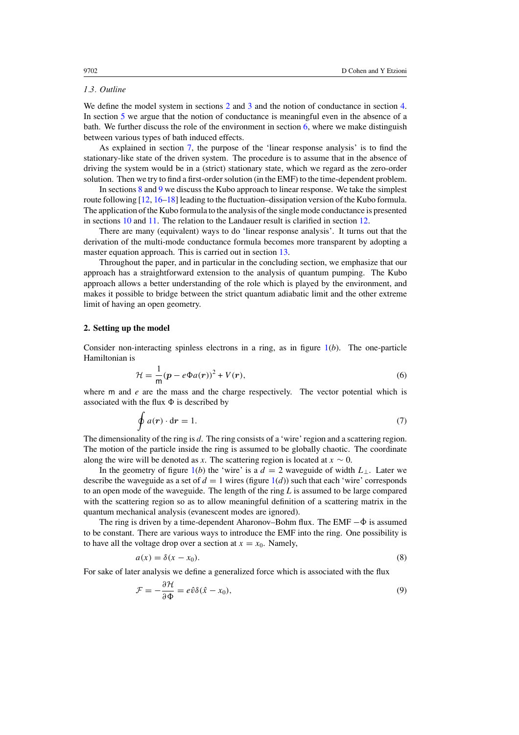### 1.3. Outline

We define the model system in sections 2 and 3 and the notion of conductance in section 4. In section 5 we argue that the notion of conductance is meaningful even in the absence of a bath. We further discuss the role of the environment in section 6, where we make distinguish between various types of bath induced effects.

As explained in section 7, the purpose of the 'linear response analysis' is to find the stationary-like state of the driven system. The procedure is to assume that in the absence of driving the system would be in a (strict) stationary state, which we regard as the zero-order solution. Then we try to find a first-order solution (in the EMF) to the time-dependent problem.

In sections 8 and 9 we discuss the Kubo approach to linear response. We take the simplest route following [12, 16–18] leading to the fluctuation–dissipation version of the Kubo formula. The application of the Kubo formula to the analysis of the single mode conductance is presented in sections 10 and 11. The relation to the Landauer result is clarified in section 12.

There are many (equivalent) ways to do 'linear response analysis'. It turns out that the derivation of the multi-mode conductance formula becomes more transparent by adopting a master equation approach. This is carried out in section 13.

Throughout the paper, and in particular in the concluding section, we emphasize that our approach has a straightforward extension to the analysis of quantum pumping. The Kubo approach allows a better understanding of the role which is played by the environment, and makes it possible to bridge between the strict quantum adiabatic limit and the other extreme limit of having an open geometry.

## 2. Setting up the model

Consider non-interacting spinless electrons in a ring, as in figure 1(*b*). The one-particle Hamiltonian is

$$\mathcal{H} = \frac{1}{\mathsf{m}}(\boldsymbol{p} - e\Phi a(\boldsymbol{r}))^2 + V(\boldsymbol{r}), \tag{6}$$

where $\mathsf{m}$ and $e$ are the mass and the charge respectively. The vector potential which is associated with the flux $\Phi$ is described by

$$\oint a(\boldsymbol{r}) \cdot \mathrm{d}\boldsymbol{r} = 1. \tag{7}$$

The dimensionality of the ring is $d$. The ring consists of a 'wire' region and a scattering region. The motion of the particle inside the ring is assumed to be globally chaotic. The coordinate along the wire will be denoted as $x$. The scattering region is located at $x \sim 0$.

In the geometry of figure 1(*b*) the 'wire' is a $d = 2$ waveguide of width $L_{\perp}$. Later we describe the waveguide as a set of $d = 1$ wires (figure 1(*d*)) such that each 'wire' corresponds to an open mode of the waveguide. The length of the ring $L$ is assumed to be large compared with the scattering region so as to allow meaningful definition of a scattering matrix in the quantum mechanical analysis (evanescent modes are ignored).

The ring is driven by a time-dependent Aharonov–Bohm flux. The EMF $-\dot{\Phi}$ is assumed to be constant. There are various ways to introduce the EMF into the ring. One possibility is to have all the voltage drop over a section at $x = x_0$. Namely,

$$a(x) = \delta(x - x_0). \tag{8}$$

For sake of later analysis we define a generalized force which is associated with the flux

$$\mathcal{F} = -\frac{\partial \mathcal{H}}{\partial \Phi} = e\hat{v}\delta(\hat{x} - x_0), \tag{9}$$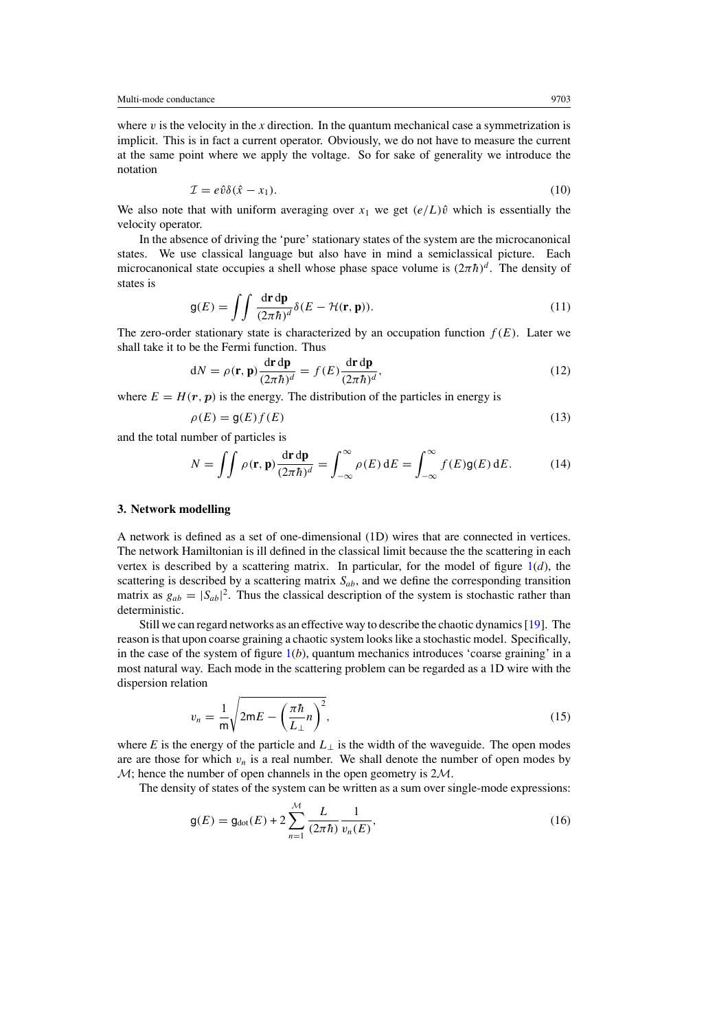where $v$ is the velocity in the $x$ direction. In the quantum mechanical case a symmetrization is implicit. This is in fact a current operator. Obviously, we do not have to measure the current at the same point where we apply the voltage. So for sake of generality we introduce the notation

$$\mathcal{I} = e\hat{v}\delta(\hat{x} - x_1). \tag{10}$$

We also note that with uniform averaging over $x_1$ we get $(e/L)\hat{v}$ which is essentially the velocity operator.

In the absence of driving the 'pure' stationary states of the system are the microcanonical states. We use classical language but also have in mind a semiclassical picture. Each microcanonical state occupies a shell whose phase space volume is $(2\pi\hbar)^d$. The density of states is

$$\mathsf{g}(E) = \iint \frac{\mathrm{d}\mathbf{r}\,\mathrm{d}\mathbf{p}}{(2\pi\hbar)^d}\delta(E - \mathcal{H}(\mathbf{r}, \mathbf{p})). \tag{11}$$

The zero-order stationary state is characterized by an occupation function $f(E)$. Later we shall take it to be the Fermi function. Thus

$$\mathrm{d}N = \rho(\mathbf{r}, \mathbf{p})\frac{\mathrm{d}\mathbf{r}\,\mathrm{d}\mathbf{p}}{(2\pi\hbar)^d} = f(E)\frac{\mathrm{d}\mathbf{r}\,\mathrm{d}\mathbf{p}}{(2\pi\hbar)^d}, \tag{12}$$

where $E = H(\boldsymbol{r}, \boldsymbol{p})$ is the energy. The distribution of the particles in energy is

$$\rho(E) = \mathsf{g}(E)f(E) \tag{13}$$

and the total number of particles is

$$N = \iint \rho(\mathbf{r}, \mathbf{p})\frac{\mathrm{d}\mathbf{r}\,\mathrm{d}\mathbf{p}}{(2\pi\hbar)^d} = \int_{-\infty}^{\infty} \rho(E)\,\mathrm{d}E = \int_{-\infty}^{\infty} f(E)\mathsf{g}(E)\,\mathrm{d}E. \tag{14}$$

## 3. Network modelling

A network is defined as a set of one-dimensional (1D) wires that are connected in vertices. The network Hamiltonian is ill defined in the classical limit because the the scattering in each vertex is described by a scattering matrix. In particular, for the model of figure 1($d$), the scattering is described by a scattering matrix $S_{ab}$, and we define the corresponding transition matrix as $g_{ab} = |S_{ab}|^2$. Thus the classical description of the system is stochastic rather than deterministic.

Still we can regard networks as an effective way to describe the chaotic dynamics [19]. The reason is that upon coarse graining a chaotic system looks like a stochastic model. Specifically, in the case of the system of figure 1($b$), quantum mechanics introduces 'coarse graining' in a most natural way. Each mode in the scattering problem can be regarded as a 1D wire with the dispersion relation

$$v_n = \frac{1}{\mathsf{m}}\sqrt{2\mathsf{m}E - \left(\frac{\pi\hbar}{L_\perp}n\right)^2}, \tag{15}$$

where $E$ is the energy of the particle and $L_\perp$ is the width of the waveguide. The open modes are are those for which $v_n$ is a real number. We shall denote the number of open modes by $\mathcal{M}$; hence the number of open channels in the open geometry is $2\mathcal{M}$.

The density of states of the system can be written as a sum over single-mode expressions:

$$\mathsf{g}(E) = \mathsf{g}_{\mathrm{dot}}(E) + 2\sum_{n=1}^{\mathcal{M}} \frac{L}{(2\pi\hbar)}\frac{1}{v_n(E)}, \tag{16}$$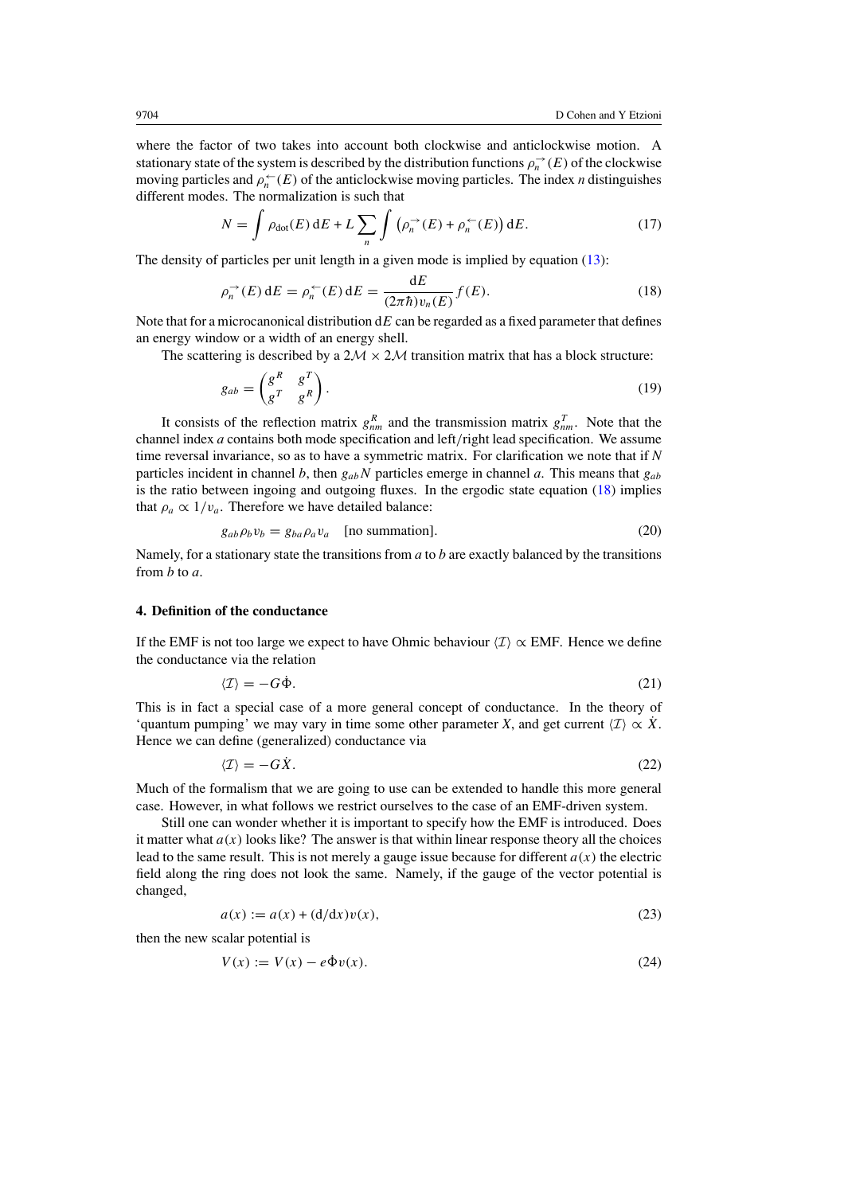where the factor of two takes into account both clockwise and anticlockwise motion. A stationary state of the system is described by the distribution functions $\rho_n^{\rightarrow}(E)$ of the clockwise moving particles and $\rho_n^{\leftarrow}(E)$ of the anticlockwise moving particles. The index $n$ distinguishes different modes. The normalization is such that

$$N = \int \rho_{\mathrm{dot}}(E)\,\mathrm{d}E + L\sum_n \int \left(\rho_n^{\rightarrow}(E) + \rho_n^{\leftarrow}(E)\right)\mathrm{d}E. \tag{17}$$

The density of particles per unit length in a given mode is implied by equation (13):

$$\rho_n^{\rightarrow}(E)\,\mathrm{d}E = \rho_n^{\leftarrow}(E)\,\mathrm{d}E = \frac{\mathrm{d}E}{(2\pi\hbar)v_n(E)} f(E). \tag{18}$$

Note that for a microcanonical distribution $\mathrm{d}E$ can be regarded as a fixed parameter that defines an energy window or a width of an energy shell.

The scattering is described by a $2\mathcal{M}\times 2\mathcal{M}$ transition matrix that has a block structure:

$$g_{ab} = \begin{pmatrix} g^R & g^T \\ g^T & g^R \end{pmatrix}. \tag{19}$$

It consists of the reflection matrix $g_{nm}^R$ and the transmission matrix $g_{nm}^T$. Note that the channel index $a$ contains both mode specification and left/right lead specification. We assume time reversal invariance, so as to have a symmetric matrix. For clarification we note that if $N$ particles incident in channel $b$, then $g_{ab}N$ particles emerge in channel $a$. This means that $g_{ab}$ is the ratio between ingoing and outgoing fluxes. In the ergodic state equation (18) implies that $\rho_a \propto 1/v_a$. Therefore we have detailed balance:

$$g_{ab}\rho_b v_b = g_{ba}\rho_a v_a \quad [\text{no summation}]. \tag{20}$$

Namely, for a stationary state the transitions from $a$ to $b$ are exactly balanced by the transitions from $b$ to $a$.

#### 4. Definition of the conductance

If the EMF is not too large we expect to have Ohmic behaviour $\langle\mathcal{I}\rangle \propto$ EMF. Hence we define the conductance via the relation

$$\langle\mathcal{I}\rangle = -G\dot{\Phi}. \tag{21}$$

This is in fact a special case of a more general concept of conductance. In the theory of 'quantum pumping' we may vary in time some other parameter $X$, and get current $\langle\mathcal{I}\rangle \propto \dot{X}$. Hence we can define (generalized) conductance via

$$\langle\mathcal{I}\rangle = -G\dot{X}. \tag{22}$$

Much of the formalism that we are going to use can be extended to handle this more general case. However, in what follows we restrict ourselves to the case of an EMF-driven system.

Still one can wonder whether it is important to specify how the EMF is introduced. Does it matter what $a(x)$ looks like? The answer is that within linear response theory all the choices lead to the same result. This is not merely a gauge issue because for different $a(x)$ the electric field along the ring does not look the same. Namely, if the gauge of the vector potential is changed,

$$a(x) := a(x) + (\mathrm{d}/\mathrm{d}x)v(x), \tag{23}$$

then the new scalar potential is

$$V(x) := V(x) - e\dot{\Phi}v(x). \tag{24}$$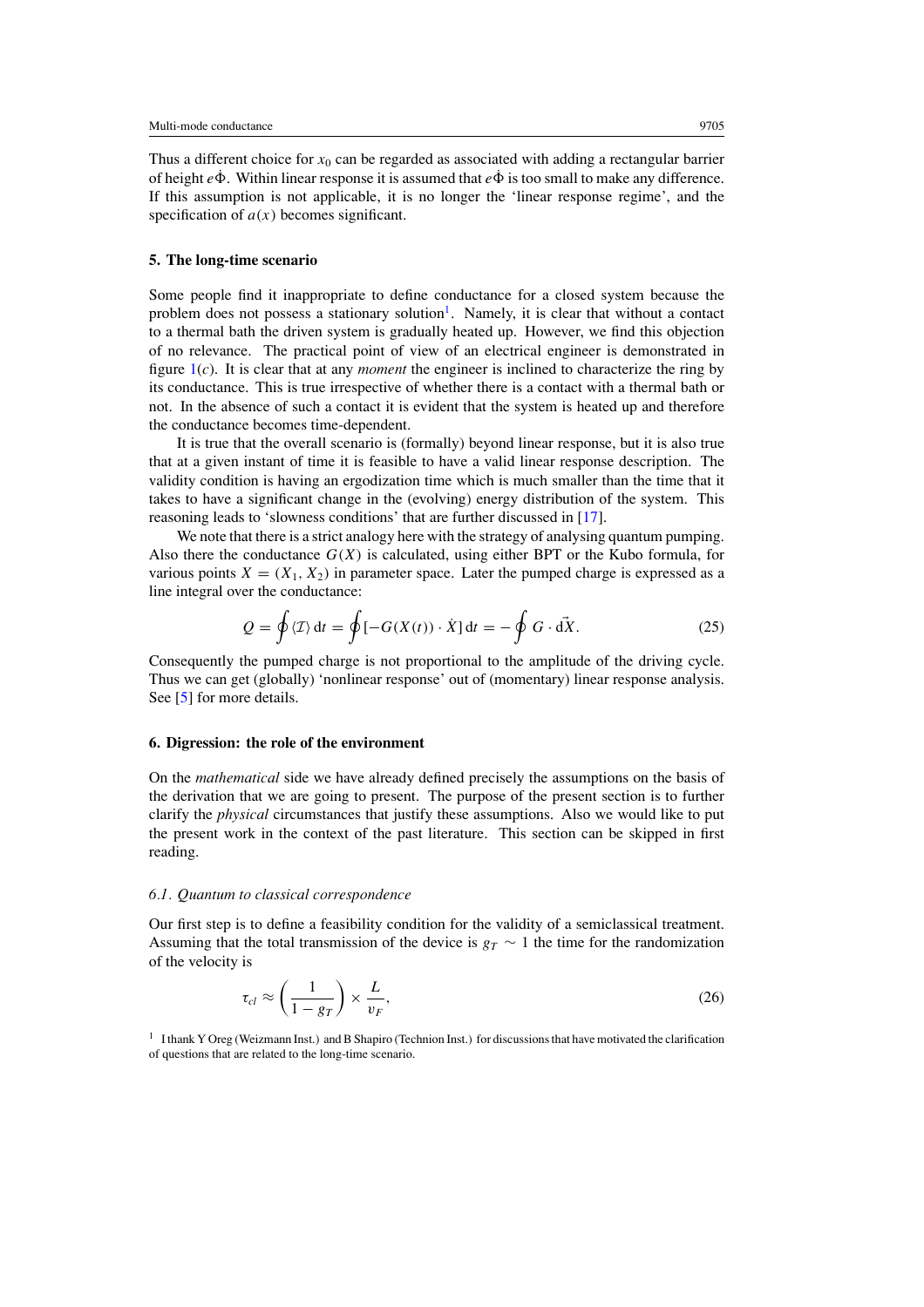Thus a different choice for $x_0$ can be regarded as associated with adding a rectangular barrier of height $e\Phi$. Within linear response it is assumed that $e\Phi$ is too small to make any difference. If this assumption is not applicable, it is no longer the 'linear response regime', and the specification of $a(x)$ becomes significant.

### 5. The long-time scenario

Some people find it inappropriate to define conductance for a closed system because the problem does not possess a stationary solution[1]. Namely, it is clear that without a contact to a thermal bath the driven system is gradually heated up. However, we find this objection of no relevance. The practical point of view of an electrical engineer is demonstrated in figure 1(*c*). It is clear that at any *moment* the engineer is inclined to characterize the ring by its conductance. This is true irrespective of whether there is a contact with a thermal bath or not. In the absence of such a contact it is evident that the system is heated up and therefore the conductance becomes time-dependent.

It is true that the overall scenario is (formally) beyond linear response, but it is also true that at a given instant of time it is feasible to have a valid linear response description. The validity condition is having an ergodization time which is much smaller than the time that it takes to have a significant change in the (evolving) energy distribution of the system. This reasoning leads to 'slowness conditions' that are further discussed in [17].

We note that there is a strict analogy here with the strategy of analysing quantum pumping. Also there the conductance $G(X)$ is calculated, using either BPT or the Kubo formula, for various points $X = (X_1, X_2)$ in parameter space. Later the pumped charge is expressed as a line integral over the conductance:

$$Q = \oint \langle \mathcal{I} \rangle \, \mathrm{d}t = \oint [-G(X(t)) \cdot \dot{X}] \, \mathrm{d}t = -\oint G \cdot \mathrm{d}\vec{X}. \tag{25}$$

Consequently the pumped charge is not proportional to the amplitude of the driving cycle. Thus we can get (globally) 'nonlinear response' out of (momentary) linear response analysis. See [5] for more details.

### 6. Digression: the role of the environment

On the *mathematical* side we have already defined precisely the assumptions on the basis of the derivation that we are going to present. The purpose of the present section is to further clarify the *physical* circumstances that justify these assumptions. Also we would like to put the present work in the context of the past literature. This section can be skipped in first reading.

#### *6.1. Quantum to classical correspondence*

Our first step is to define a feasibility condition for the validity of a semiclassical treatment. Assuming that the total transmission of the device is $g_T \sim 1$ the time for the randomization of the velocity is

$$\tau_{cl} \approx \left( \frac{1}{1 - g_T} \right) \times \frac{L}{v_F}, \tag{26}$$

[1] I thank Y Oreg (Weizmann Inst.) and B Shapiro (Technion Inst.) for discussions that have motivated the clarification of questions that are related to the long-time scenario.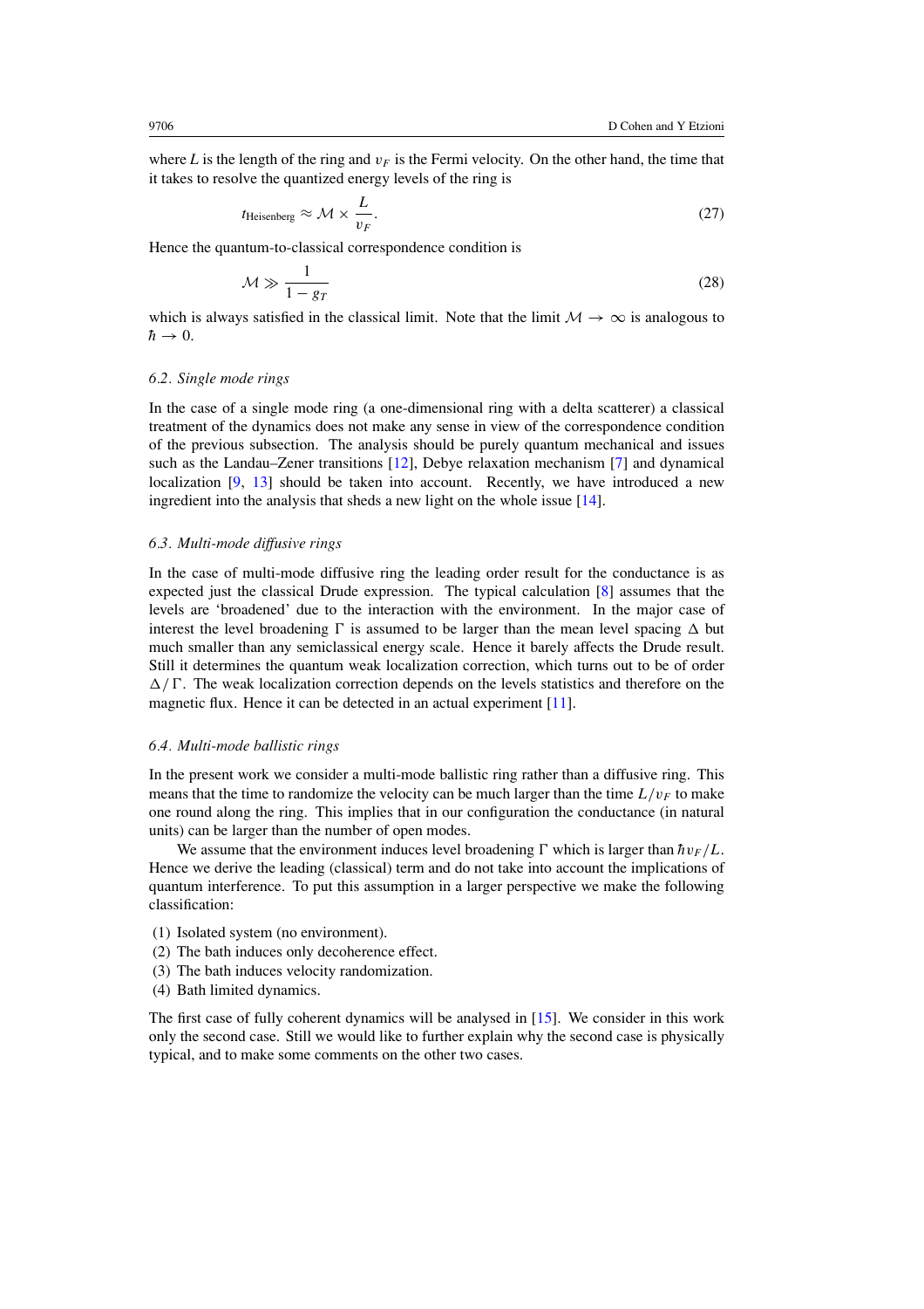where $L$ is the length of the ring and $v_F$ is the Fermi velocity. On the other hand, the time that it takes to resolve the quantized energy levels of the ring is

$$t_{\text{Heisenberg}} \approx \mathcal{M} \times \frac{L}{v_F}. \tag{27}$$

Hence the quantum-to-classical correspondence condition is

$$\mathcal{M} \gg \frac{1}{1 - g_T} \tag{28}$$

which is always satisfied in the classical limit. Note that the limit $\mathcal{M} \to \infty$ is analogous to $\hbar \to 0$.

### *6.2. Single mode rings*

In the case of a single mode ring (a one-dimensional ring with a delta scatterer) a classical treatment of the dynamics does not make any sense in view of the correspondence condition of the previous subsection. The analysis should be purely quantum mechanical and issues such as the Landau–Zener transitions [12], Debye relaxation mechanism [7] and dynamical localization [9, 13] should be taken into account. Recently, we have introduced a new ingredient into the analysis that sheds a new light on the whole issue [14].

### *6.3. Multi-mode diffusive rings*

In the case of multi-mode diffusive ring the leading order result for the conductance is as expected just the classical Drude expression. The typical calculation [8] assumes that the levels are 'broadened' due to the interaction with the environment. In the major case of interest the level broadening $\Gamma$ is assumed to be larger than the mean level spacing $\Delta$ but much smaller than any semiclassical energy scale. Hence it barely affects the Drude result. Still it determines the quantum weak localization correction, which turns out to be of order $\Delta/\Gamma$. The weak localization correction depends on the levels statistics and therefore on the magnetic flux. Hence it can be detected in an actual experiment [11].

### *6.4. Multi-mode ballistic rings*

In the present work we consider a multi-mode ballistic ring rather than a diffusive ring. This means that the time to randomize the velocity can be much larger than the time $L/v_F$ to make one round along the ring. This implies that in our configuration the conductance (in natural units) can be larger than the number of open modes.

We assume that the environment induces level broadening $\Gamma$ which is larger than $\hbar v_F/L$. Hence we derive the leading (classical) term and do not take into account the implications of quantum interference. To put this assumption in a larger perspective we make the following classification:

(1) Isolated system (no environment).
(2) The bath induces only decoherence effect.
(3) The bath induces velocity randomization.
(4) Bath limited dynamics.

The first case of fully coherent dynamics will be analysed in [15]. We consider in this work only the second case. Still we would like to further explain why the second case is physically typical, and to make some comments on the other two cases.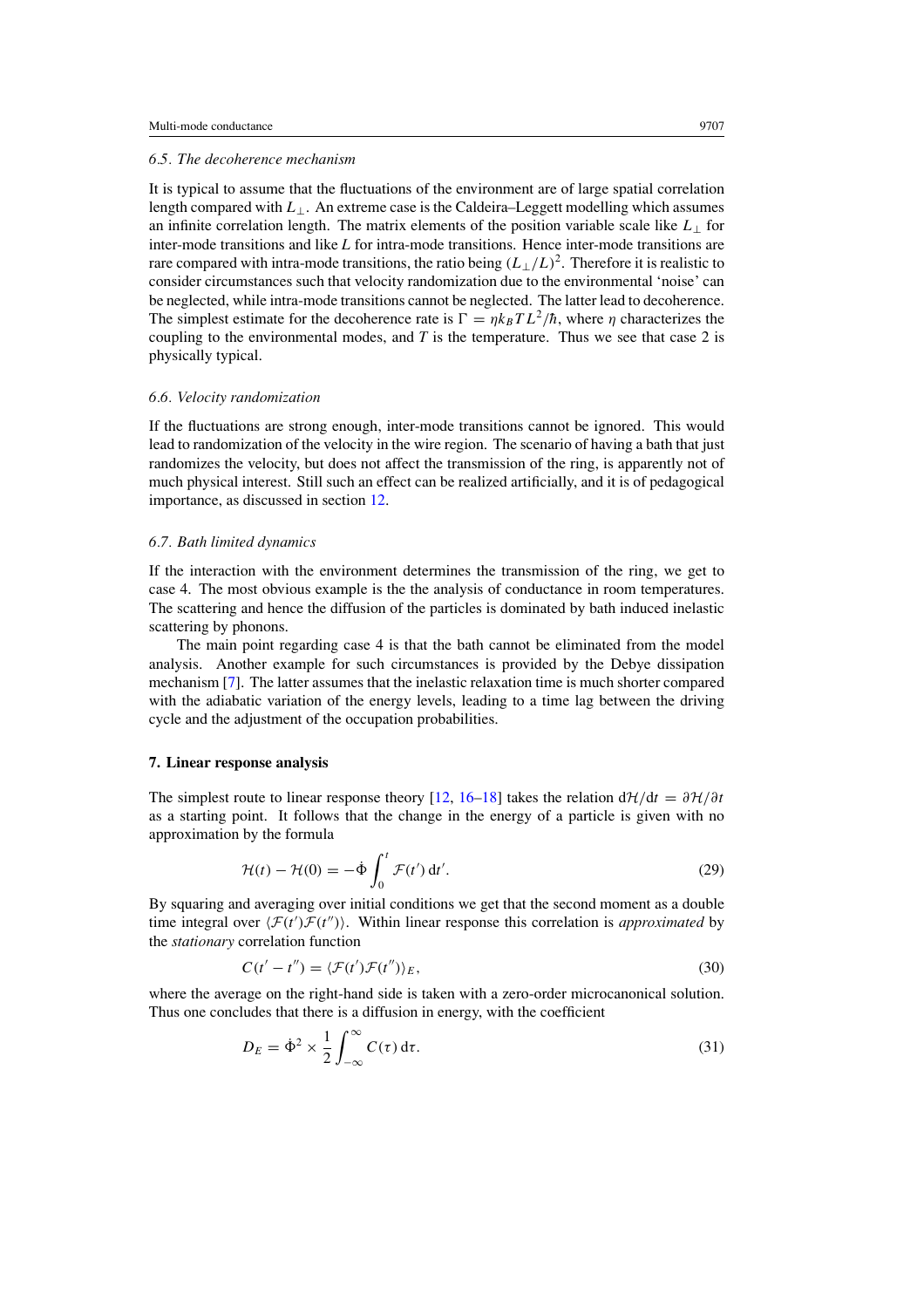### 6.5. The decoherence mechanism

It is typical to assume that the fluctuations of the environment are of large spatial correlation length compared with $L_\perp$. An extreme case is the Caldeira–Leggett modelling which assumes an infinite correlation length. The matrix elements of the position variable scale like $L_\perp$ for inter-mode transitions and like $L$ for intra-mode transitions. Hence inter-mode transitions are rare compared with intra-mode transitions, the ratio being $(L_\perp/L)^2$. Therefore it is realistic to consider circumstances such that velocity randomization due to the environmental 'noise' can be neglected, while intra-mode transitions cannot be neglected. The latter lead to decoherence. The simplest estimate for the decoherence rate is $\Gamma = \eta k_B T L^2/\hbar$, where $\eta$ characterizes the coupling to the environmental modes, and $T$ is the temperature. Thus we see that case 2 is physically typical.

### 6.6. Velocity randomization

If the fluctuations are strong enough, inter-mode transitions cannot be ignored. This would lead to randomization of the velocity in the wire region. The scenario of having a bath that just randomizes the velocity, but does not affect the transmission of the ring, is apparently not of much physical interest. Still such an effect can be realized artificially, and it is of pedagogical importance, as discussed in section 12.

### 6.7. Bath limited dynamics

If the interaction with the environment determines the transmission of the ring, we get to case 4. The most obvious example is the the analysis of conductance in room temperatures. The scattering and hence the diffusion of the particles is dominated by bath induced inelastic scattering by phonons.

The main point regarding case 4 is that the bath cannot be eliminated from the model analysis. Another example for such circumstances is provided by the Debye dissipation mechanism [7]. The latter assumes that the inelastic relaxation time is much shorter compared with the adiabatic variation of the energy levels, leading to a time lag between the driving cycle and the adjustment of the occupation probabilities.

## 7. Linear response analysis

The simplest route to linear response theory [12, 16–18] takes the relation $\mathrm{d}\mathcal{H}/\mathrm{d}t = \partial\mathcal{H}/\partial t$ as a starting point. It follows that the change in the energy of a particle is given with no approximation by the formula

$$\mathcal{H}(t) - \mathcal{H}(0) = -\dot{\Phi}\int_0^t \mathcal{F}(t')\,\mathrm{d}t'. \tag{29}$$

By squaring and averaging over initial conditions we get that the second moment as a double time integral over $\langle\mathcal{F}(t')\mathcal{F}(t'')\rangle$. Within linear response this correlation is *approximated* by the *stationary* correlation function

$$C(t' - t'') = \langle\mathcal{F}(t')\mathcal{F}(t'')\rangle_E, \tag{30}$$

where the average on the right-hand side is taken with a zero-order microcanonical solution. Thus one concludes that there is a diffusion in energy, with the coefficient

$$D_E = \dot{\Phi}^2 \times \frac{1}{2}\int_{-\infty}^{\infty} C(\tau)\,\mathrm{d}\tau. \tag{31}$$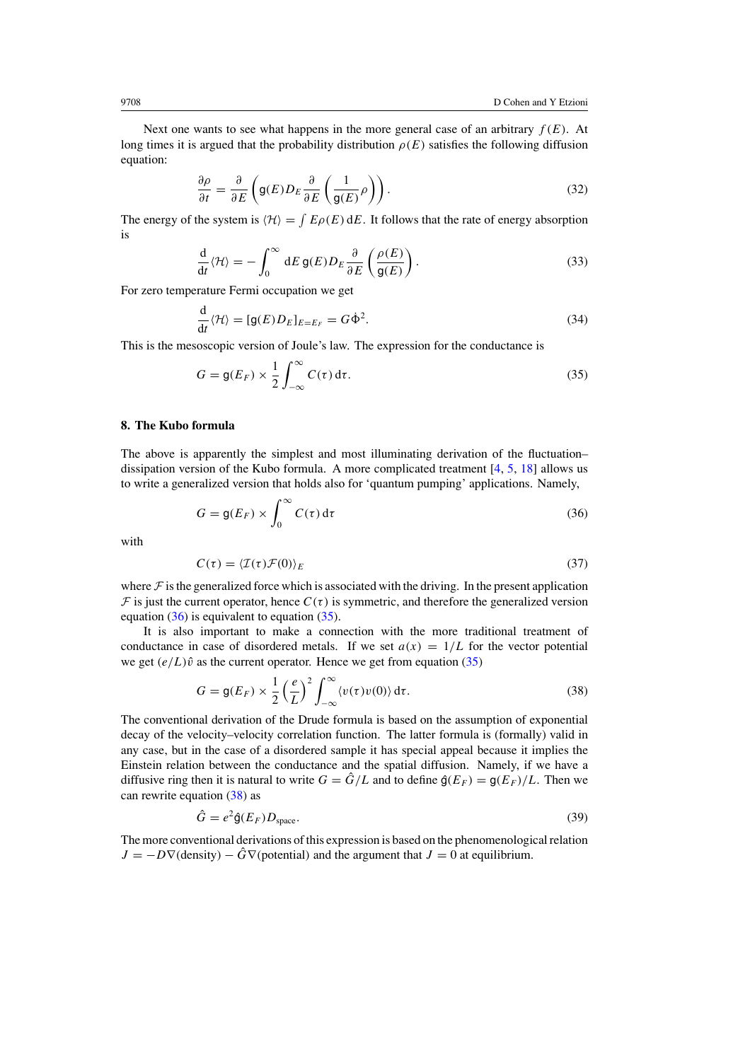Next one wants to see what happens in the more general case of an arbitrary $f(E)$. At long times it is argued that the probability distribution $\rho(E)$ satisfies the following diffusion equation:

$$\frac{\partial \rho}{\partial t} = \frac{\partial}{\partial E}\left(\mathsf{g}(E) D_E \frac{\partial}{\partial E}\left(\frac{1}{\mathsf{g}(E)}\rho\right)\right). \tag{32}$$

The energy of the system is $\langle \mathcal{H} \rangle = \int E\rho(E)\,\mathrm{d}E$. It follows that the rate of energy absorption is

$$\frac{\mathrm{d}}{\mathrm{d}t}\langle \mathcal{H} \rangle = -\int_0^\infty \mathrm{d}E\, \mathsf{g}(E) D_E \frac{\partial}{\partial E}\left(\frac{\rho(E)}{\mathsf{g}(E)}\right). \tag{33}$$

For zero temperature Fermi occupation we get

$$\frac{\mathrm{d}}{\mathrm{d}t}\langle \mathcal{H} \rangle = [\mathsf{g}(E) D_E]_{E=E_F} = G\dot{\Phi}^2. \tag{34}$$

This is the mesoscopic version of Joule's law. The expression for the conductance is

$$G = \mathsf{g}(E_F) \times \frac{1}{2}\int_{-\infty}^{\infty} C(\tau)\,\mathrm{d}\tau. \tag{35}$$

## 8. The Kubo formula

The above is apparently the simplest and most illuminating derivation of the fluctuation–dissipation version of the Kubo formula. A more complicated treatment [4, 5, 18] allows us to write a generalized version that holds also for 'quantum pumping' applications. Namely,

$$G = \mathsf{g}(E_F) \times \int_0^{\infty} C(\tau)\,\mathrm{d}\tau \tag{36}$$

with

$$C(\tau) = \langle \mathcal{I}(\tau)\mathcal{F}(0)\rangle_E \tag{37}$$

where $\mathcal{F}$ is the generalized force which is associated with the driving. In the present application $\mathcal{F}$ is just the current operator, hence $C(\tau)$ is symmetric, and therefore the generalized version equation (36) is equivalent to equation (35).

It is also important to make a connection with the more traditional treatment of conductance in case of disordered metals. If we set $a(x) = 1/L$ for the vector potential we get $(e/L)\hat{v}$ as the current operator. Hence we get from equation (35)

$$G = \mathsf{g}(E_F) \times \frac{1}{2}\left(\frac{e}{L}\right)^2 \int_{-\infty}^{\infty} \langle v(\tau)v(0)\rangle\,\mathrm{d}\tau. \tag{38}$$

The conventional derivation of the Drude formula is based on the assumption of exponential decay of the velocity–velocity correlation function. The latter formula is (formally) valid in any case, but in the case of a disordered sample it has special appeal because it implies the Einstein relation between the conductance and the spatial diffusion. Namely, if we have a diffusive ring then it is natural to write $G = \hat{G}/L$ and to define $\hat{\mathsf{g}}(E_F) = \mathsf{g}(E_F)/L$. Then we can rewrite equation (38) as

$$\hat{G} = e^2 \hat{\mathsf{g}}(E_F) D_{\text{space}}. \tag{39}$$

The more conventional derivations of this expression is based on the phenomenological relation $J = -D\nabla(\text{density}) - \hat{G}\nabla(\text{potential})$ and the argument that $J = 0$ at equilibrium.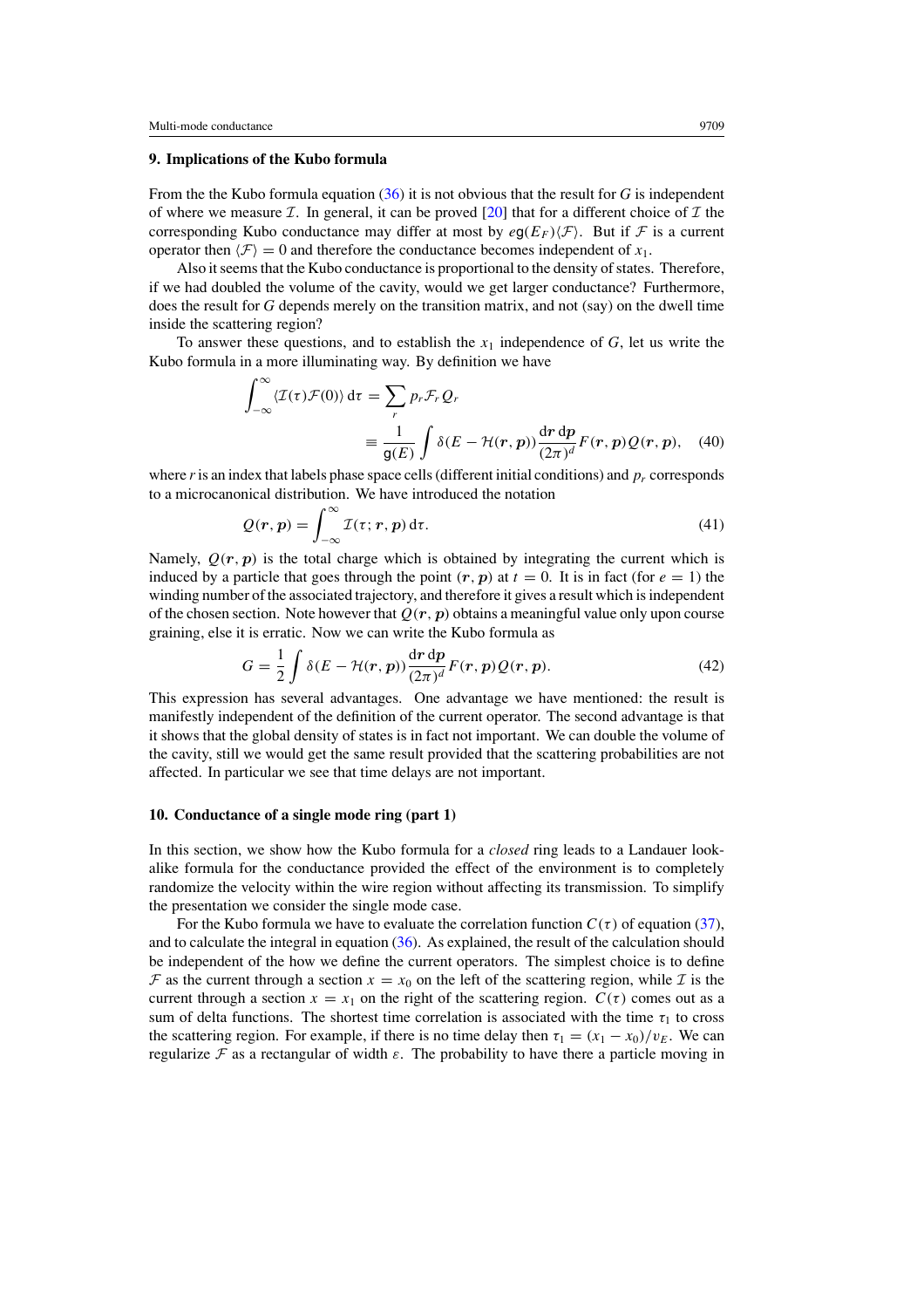## 9. Implications of the Kubo formula

From the the Kubo formula equation (36) it is not obvious that the result for $G$ is independent of where we measure $\mathcal{I}$. In general, it can be proved [20] that for a different choice of $\mathcal{I}$ the corresponding Kubo conductance may differ at most by $e\mathsf{g}(E_F)\langle\mathcal{F}\rangle$. But if $\mathcal{F}$ is a current operator then $\langle\mathcal{F}\rangle = 0$ and therefore the conductance becomes independent of $x_1$.

Also it seems that the Kubo conductance is proportional to the density of states. Therefore, if we had doubled the volume of the cavity, would we get larger conductance? Furthermore, does the result for $G$ depends merely on the transition matrix, and not (say) on the dwell time inside the scattering region?

To answer these questions, and to establish the $x_1$ independence of $G$, let us write the Kubo formula in a more illuminating way. By definition we have

$$\int_{-\infty}^{\infty} \langle\mathcal{I}(\tau)\mathcal{F}(0)\rangle \,\mathrm{d}\tau = \sum_r p_r \mathcal{F}_r Q_r \equiv \frac{1}{\mathsf{g}(E)} \int \delta(E - \mathcal{H}(\boldsymbol{r},\boldsymbol{p})) \frac{\mathrm{d}\boldsymbol{r}\,\mathrm{d}\boldsymbol{p}}{(2\pi)^d} F(\boldsymbol{r},\boldsymbol{p}) Q(\boldsymbol{r},\boldsymbol{p}), \tag{40}$$

where $r$ is an index that labels phase space cells (different initial conditions) and $p_r$ corresponds to a microcanonical distribution. We have introduced the notation

$$Q(\boldsymbol{r},\boldsymbol{p}) = \int_{-\infty}^{\infty} \mathcal{I}(\tau;\boldsymbol{r},\boldsymbol{p})\,\mathrm{d}\tau. \tag{41}$$

Namely, $Q(\boldsymbol{r},\boldsymbol{p})$ is the total charge which is obtained by integrating the current which is induced by a particle that goes through the point $(\boldsymbol{r},\boldsymbol{p})$ at $t = 0$. It is in fact (for $e = 1$) the winding number of the associated trajectory, and therefore it gives a result which is independent of the chosen section. Note however that $Q(\boldsymbol{r},\boldsymbol{p})$ obtains a meaningful value only upon course graining, else it is erratic. Now we can write the Kubo formula as

$$G = \frac{1}{2} \int \delta(E - \mathcal{H}(\boldsymbol{r},\boldsymbol{p})) \frac{\mathrm{d}\boldsymbol{r}\,\mathrm{d}\boldsymbol{p}}{(2\pi)^d} F(\boldsymbol{r},\boldsymbol{p}) Q(\boldsymbol{r},\boldsymbol{p}). \tag{42}$$

This expression has several advantages. One advantage we have mentioned: the result is manifestly independent of the definition of the current operator. The second advantage is that it shows that the global density of states is in fact not important. We can double the volume of the cavity, still we would get the same result provided that the scattering probabilities are not affected. In particular we see that time delays are not important.

## 10. Conductance of a single mode ring (part 1)

In this section, we show how the Kubo formula for a *closed* ring leads to a Landauer look-alike formula for the conductance provided the effect of the environment is to completely randomize the velocity within the wire region without affecting its transmission. To simplify the presentation we consider the single mode case.

For the Kubo formula we have to evaluate the correlation function $C(\tau)$ of equation (37), and to calculate the integral in equation (36). As explained, the result of the calculation should be independent of the how we define the current operators. The simplest choice is to define $\mathcal{F}$ as the current through a section $x = x_0$ on the left of the scattering region, while $\mathcal{I}$ is the current through a section $x = x_1$ on the right of the scattering region. $C(\tau)$ comes out as a sum of delta functions. The shortest time correlation is associated with the time $\tau_1$ to cross the scattering region. For example, if there is no time delay then $\tau_1 = (x_1 - x_0)/v_E$. We can regularize $\mathcal{F}$ as a rectangular of width $\varepsilon$. The probability to have there a particle moving in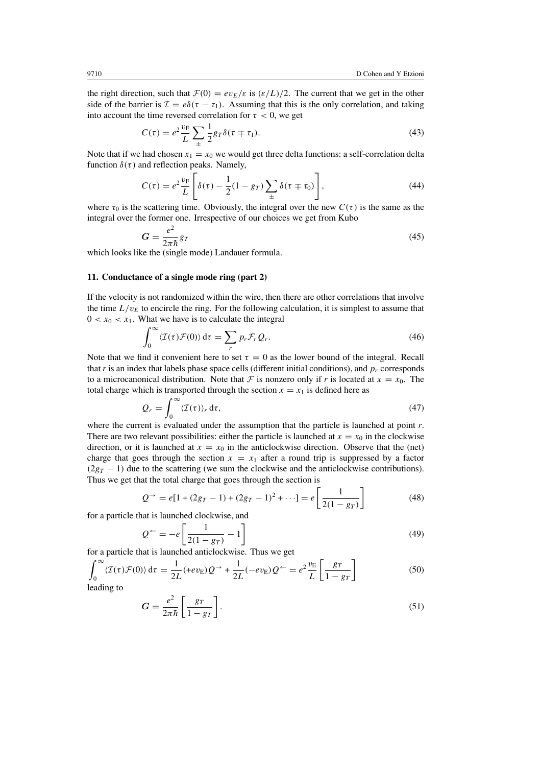the right direction, such that $\mathcal{F}(0) = ev_E/\varepsilon$ is $(\varepsilon/L)/2$. The current that we get in the other side of the barrier is $\mathcal{I} = e\delta(\tau - \tau_1)$. Assuming that this is the only correlation, and taking into account the time reversed correlation for $\tau < 0$, we get

$$C(\tau) = e^2 \frac{v_\mathrm{F}}{L} \sum_{\pm} \frac{1}{2} g_T \delta(\tau \mp \tau_1). \tag{43}$$

Note that if we had chosen $x_1 = x_0$ we would get three delta functions: a self-correlation delta function $\delta(\tau)$ and reflection peaks. Namely,

$$C(\tau) = e^2 \frac{v_\mathrm{F}}{L} \left[ \delta(\tau) - \frac{1}{2}(1 - g_T) \sum_{\pm} \delta(\tau \mp \tau_0) \right], \tag{44}$$

where $\tau_0$ is the scattering time. Obviously, the integral over the new $C(\tau)$ is the same as the integral over the former one. Irrespective of our choices we get from Kubo

$$\boldsymbol{G} = \frac{e^2}{2\pi\hbar} g_T \tag{45}$$

which looks like the (single mode) Landauer formula.

## 11. Conductance of a single mode ring (part 2)

If the velocity is not randomized within the wire, then there are other correlations that involve the time $L/v_E$ to encircle the ring. For the following calculation, it is simplest to assume that $0 < x_0 < x_1$. What we have is to calculate the integral

$$\int_0^\infty \langle \mathcal{I}(\tau) \mathcal{F}(0) \rangle \, \mathrm{d}\tau = \sum_r p_r \mathcal{F}_r Q_r. \tag{46}$$

Note that we find it convenient here to set $\tau = 0$ as the lower bound of the integral. Recall that $r$ is an index that labels phase space cells (different initial conditions), and $p_r$ corresponds to a microcanonical distribution. Note that $\mathcal{F}$ is nonzero only if $r$ is located at $x = x_0$. The total charge which is transported through the section $x = x_1$ is defined here as

$$Q_r = \int_0^\infty \langle \mathcal{I}(\tau) \rangle_r \, \mathrm{d}\tau, \tag{47}$$

where the current is evaluated under the assumption that the particle is launched at point $r$. There are two relevant possibilities: either the particle is launched at $x = x_0$ in the clockwise direction, or it is launched at $x = x_0$ in the anticlockwise direction. Observe that the (net) charge that goes through the section $x = x_1$ after a round trip is suppressed by a factor $(2g_T - 1)$ due to the scattering (we sum the clockwise and the anticlockwise contributions). Thus we get that the total charge that goes through the section is

$$Q^{\rightarrow} = e[1 + (2g_T - 1) + (2g_T - 1)^2 + \cdots] = e \left[ \frac{1}{2(1 - g_T)} \right] \tag{48}$$

for a particle that is launched clockwise, and

$$Q^{\leftarrow} = -e \left[ \frac{1}{2(1 - g_T)} - 1 \right] \tag{49}$$

for a particle that is launched anticlockwise. Thus we get

$$\int_0^\infty \langle \mathcal{I}(\tau) \mathcal{F}(0) \rangle \, \mathrm{d}\tau = \frac{1}{2L}(+ev_\mathrm{E}) Q^{\rightarrow} + \frac{1}{2L}(-ev_\mathrm{E}) Q^{\leftarrow} = e^2 \frac{v_\mathrm{E}}{L} \left[ \frac{g_T}{1 - g_T} \right] \tag{50}$$

leading to

$$\boldsymbol{G} = \frac{e^2}{2\pi\hbar} \left[ \frac{g_T}{1 - g_T} \right]. \tag{51}$$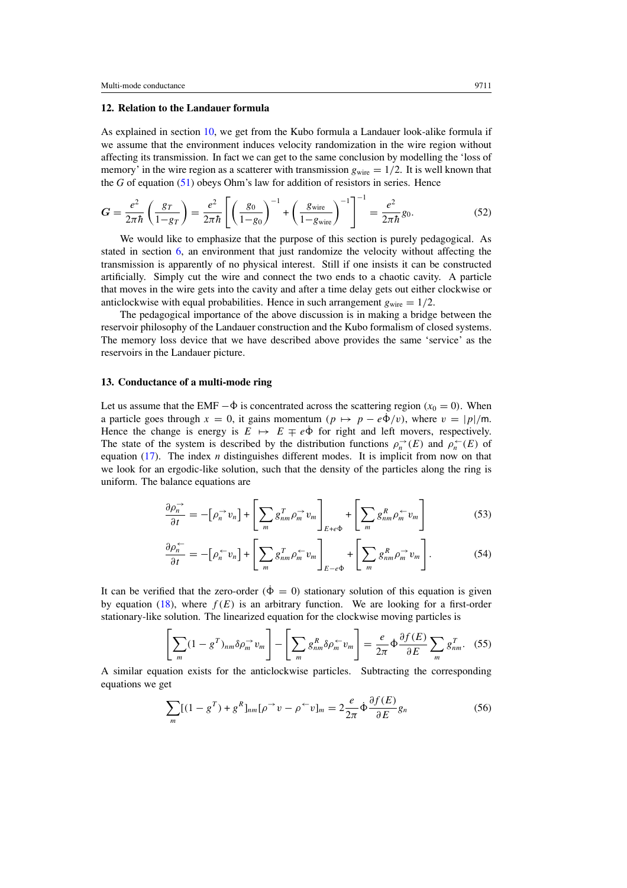## 12. Relation to the Landauer formula

As explained in section 10, we get from the Kubo formula a Landauer look-alike formula if we assume that the environment induces velocity randomization in the wire region without affecting its transmission. In fact we can get to the same conclusion by modelling the 'loss of memory' in the wire region as a scatterer with transmission $g_{\rm wire} = 1/2$. It is well known that the $G$ of equation (51) obeys Ohm's law for addition of resistors in series. Hence

$$\boldsymbol{G} = \frac{e^2}{2\pi\hbar}\left(\frac{g_T}{1-g_T}\right) = \frac{e^2}{2\pi\hbar}\left[\left(\frac{g_0}{1-g_0}\right)^{-1} + \left(\frac{g_{\rm wire}}{1-g_{\rm wire}}\right)^{-1}\right]^{-1} = \frac{e^2}{2\pi\hbar}g_0. \tag{52}$$

We would like to emphasize that the purpose of this section is purely pedagogical. As stated in section 6, an environment that just randomize the velocity without affecting the transmission is apparently of no physical interest. Still if one insists it can be constructed artificially. Simply cut the wire and connect the two ends to a chaotic cavity. A particle that moves in the wire gets into the cavity and after a time delay gets out either clockwise or anticlockwise with equal probabilities. Hence in such arrangement $g_{\rm wire} = 1/2$.

The pedagogical importance of the above discussion is in making a bridge between the reservoir philosophy of the Landauer construction and the Kubo formalism of closed systems. The memory loss device that we have described above provides the same 'service' as the reservoirs in the Landauer picture.

## 13. Conductance of a multi-mode ring

Let us assume that the EMF $-\dot{\Phi}$ is concentrated across the scattering region ($x_0 = 0$). When a particle goes through $x = 0$, it gains momentum ($p \mapsto p - e\dot{\Phi}/v$), where $v = |p|/\mathsf{m}$. Hence the change is energy is $E \mapsto E \mp e\dot{\Phi}$ for right and left movers, respectively. The state of the system is described by the distribution functions $\rho_n^{\rightarrow}(E)$ and $\rho_n^{\leftarrow}(E)$ of equation (17). The index $n$ distinguishes different modes. It is implicit from now on that we look for an ergodic-like solution, such that the density of the particles along the ring is uniform. The balance equations are

$$\frac{\partial\rho_n^{\rightarrow}}{\partial t} = -\left[\rho_n^{\rightarrow}v_n\right] + \left[\sum_m g_{nm}^T\rho_m^{\rightarrow}v_m\right]_{E+e\dot{\Phi}} + \left[\sum_m g_{nm}^R\rho_m^{\leftarrow}v_m\right] \tag{53}$$

$$\frac{\partial\rho_n^{\leftarrow}}{\partial t} = -\left[\rho_n^{\leftarrow}v_n\right] + \left[\sum_m g_{nm}^T\rho_m^{\leftarrow}v_m\right]_{E-e\dot{\Phi}} + \left[\sum_m g_{nm}^R\rho_m^{\rightarrow}v_m\right]. \tag{54}$$

It can be verified that the zero-order ($\dot{\Phi} = 0$) stationary solution of this equation is given by equation (18), where $f(E)$ is an arbitrary function. We are looking for a first-order stationary-like solution. The linearized equation for the clockwise moving particles is

$$\left[\sum_m(1-g^T)_{nm}\delta\rho_m^{\rightarrow}v_m\right] - \left[\sum_m g_{nm}^R\delta\rho_m^{\leftarrow}v_m\right] = \frac{e}{2\pi}\dot{\Phi}\frac{\partial f(E)}{\partial E}\sum_m g_{nm}^T. \tag{55}$$

A similar equation exists for the anticlockwise particles. Subtracting the corresponding equations we get

$$\sum_m[(1-g^T)+g^R]_{nm}[\rho^{\rightarrow}v - \rho^{\leftarrow}v]_m = 2\frac{e}{2\pi}\dot{\Phi}\frac{\partial f(E)}{\partial E}g_n \tag{56}$$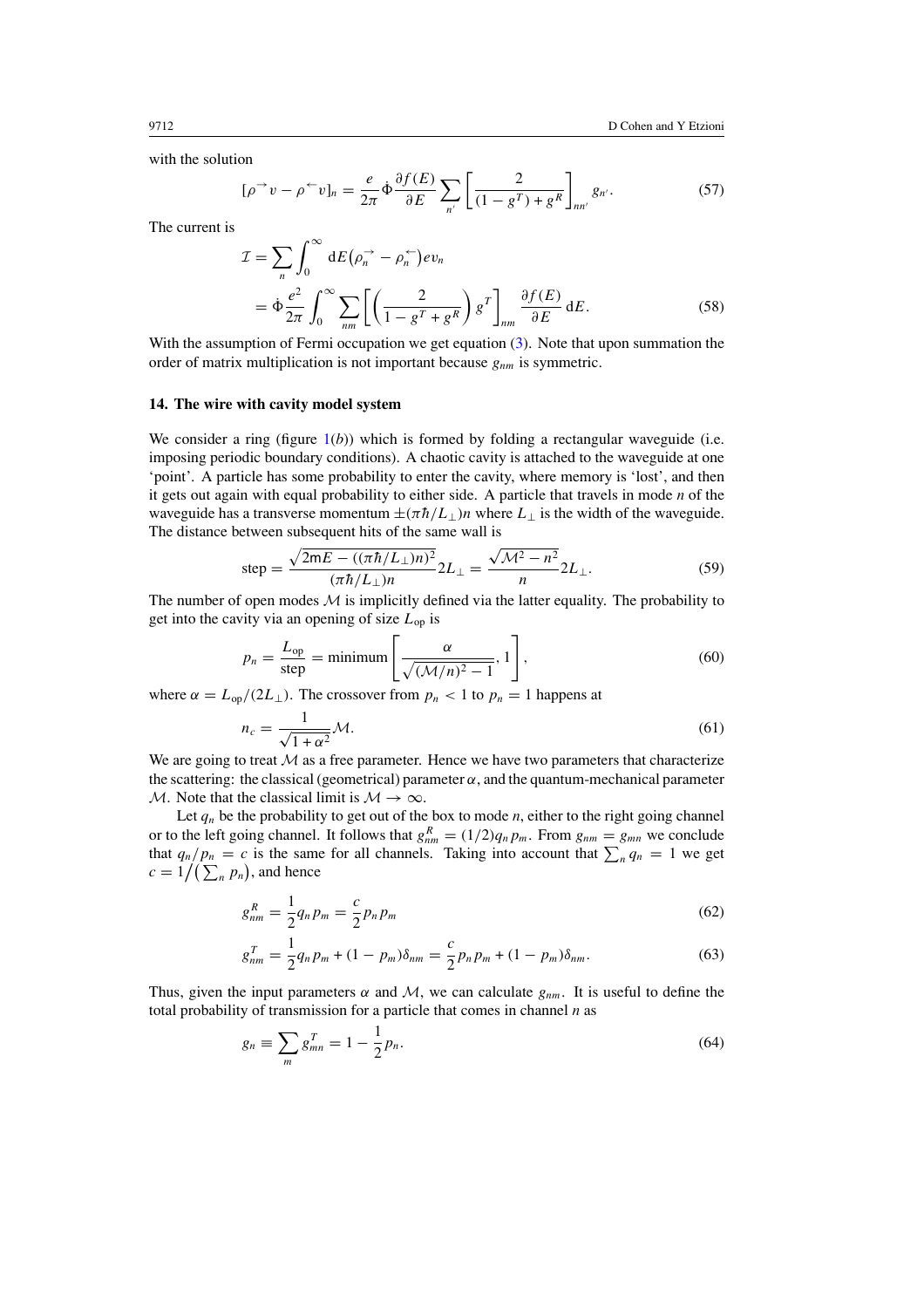with the solution

$$[\rho^{\rightarrow}v - \rho^{\leftarrow}v]_n = \frac{e}{2\pi}\dot{\Phi}\frac{\partial f(E)}{\partial E}\sum_{n'}\left[\frac{2}{(1-g^T)+g^R}\right]_{nn'} g_{n'}. \tag{57}$$

The current is

$$\begin{aligned}\mathcal{I} &= \sum_n \int_0^\infty \mathrm{d}E\left(\rho_n^{\rightarrow} - \rho_n^{\leftarrow}\right)ev_n \\ &= \dot{\Phi}\frac{e^2}{2\pi}\int_0^\infty \sum_{nm}\left[\left(\frac{2}{1-g^T+g^R}\right)g^T\right]_{nm}\frac{\partial f(E)}{\partial E}\,\mathrm{d}E.\end{aligned} \tag{58}$$

With the assumption of Fermi occupation we get equation (3). Note that upon summation the order of matrix multiplication is not important because $g_{nm}$ is symmetric.

## 14. The wire with cavity model system

We consider a ring (figure 1(*b*)) which is formed by folding a rectangular waveguide (i.e. imposing periodic boundary conditions). A chaotic cavity is attached to the waveguide at one 'point'. A particle has some probability to enter the cavity, where memory is 'lost', and then it gets out again with equal probability to either side. A particle that travels in mode $n$ of the waveguide has a transverse momentum $\pm(\pi\hbar/L_\perp)n$ where $L_\perp$ is the width of the waveguide. The distance between subsequent hits of the same wall is

$$\text{step} = \frac{\sqrt{2\mathsf{m}E - ((\pi\hbar/L_\perp)n)^2}}{(\pi\hbar/L_\perp)n}2L_\perp = \frac{\sqrt{\mathcal{M}^2 - n^2}}{n}2L_\perp. \tag{59}$$

The number of open modes $\mathcal{M}$ is implicitly defined via the latter equality. The probability to get into the cavity via an opening of size $L_{\text{op}}$ is

$$p_n = \frac{L_{\text{op}}}{\text{step}} = \text{minimum}\left[\frac{\alpha}{\sqrt{(\mathcal{M}/n)^2-1}}, 1\right], \tag{60}$$

where $\alpha = L_{\text{op}}/(2L_\perp)$. The crossover from $p_n < 1$ to $p_n = 1$ happens at

$$n_c = \frac{1}{\sqrt{1+\alpha^2}}\mathcal{M}. \tag{61}$$

We are going to treat $\mathcal{M}$ as a free parameter. Hence we have two parameters that characterize the scattering: the classical (geometrical) parameter $\alpha$, and the quantum-mechanical parameter $\mathcal{M}$. Note that the classical limit is $\mathcal{M} \to \infty$.

Let $q_n$ be the probability to get out of the box to mode $n$, either to the right going channel or to the left going channel. It follows that $g^R_{nm} = (1/2)q_n p_m$. From $g_{nm} = g_{mn}$ we conclude that $q_n/p_n = c$ is the same for all channels. Taking into account that $\sum_n q_n = 1$ we get $c = 1/\left(\sum_n p_n\right)$, and hence

$$g^R_{nm} = \frac{1}{2}q_n p_m = \frac{c}{2}p_n p_m \tag{62}$$

$$g^T_{nm} = \frac{1}{2}q_n p_m + (1-p_m)\delta_{nm} = \frac{c}{2}p_n p_m + (1-p_m)\delta_{nm}. \tag{63}$$

Thus, given the input parameters $\alpha$ and $\mathcal{M}$, we can calculate $g_{nm}$. It is useful to define the total probability of transmission for a particle that comes in channel $n$ as

$$g_n \equiv \sum_m g^T_{mn} = 1 - \frac{1}{2}p_n. \tag{64}$$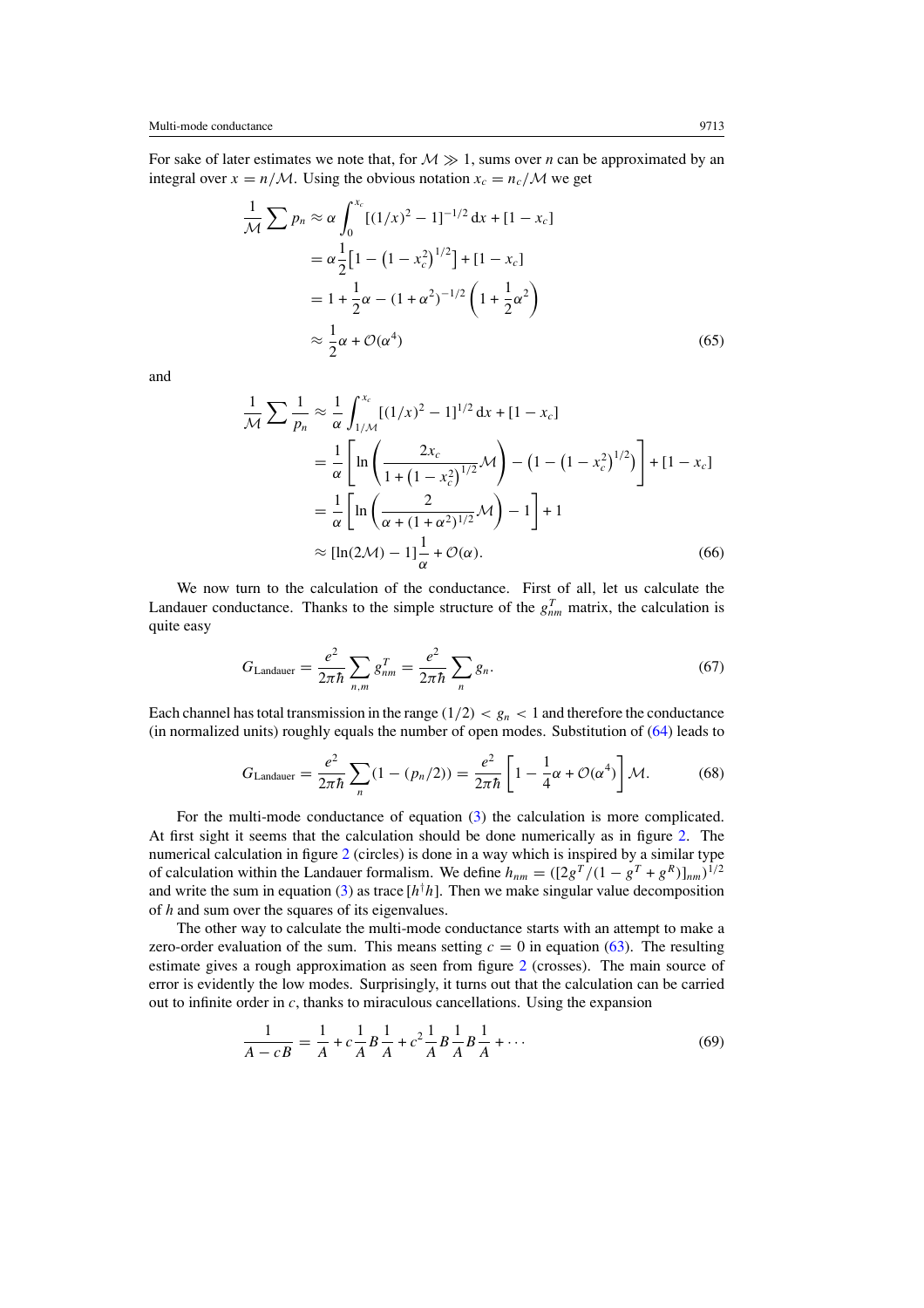For sake of later estimates we note that, for $\mathcal{M} \gg 1$, sums over $n$ can be approximated by an integral over $x = n/\mathcal{M}$. Using the obvious notation $x_c = n_c/\mathcal{M}$ we get

$$
\begin{aligned}
\frac{1}{\mathcal{M}} \sum p_n &\approx \alpha \int_0^{x_c} [(1/x)^2 - 1]^{-1/2} \, \mathrm{d}x + [1 - x_c] \\
&= \alpha \frac{1}{2}\left[1 - \left(1 - x_c^2\right)^{1/2}\right] + [1 - x_c] \\
&= 1 + \frac{1}{2}\alpha - (1 + \alpha^2)^{-1/2}\left(1 + \frac{1}{2}\alpha^2\right) \\
&\approx \frac{1}{2}\alpha + \mathcal{O}(\alpha^4)
\end{aligned}
\tag{65}
$$

and

$$
\begin{aligned}
\frac{1}{\mathcal{M}} \sum \frac{1}{p_n} &\approx \frac{1}{\alpha} \int_{1/\mathcal{M}}^{x_c} [(1/x)^2 - 1]^{1/2} \, \mathrm{d}x + [1 - x_c] \\
&= \frac{1}{\alpha}\left[\ln\left(\frac{2x_c}{1 + \left(1 - x_c^2\right)^{1/2}}\mathcal{M}\right) - \left(1 - \left(1 - x_c^2\right)^{1/2}\right)\right] + [1 - x_c] \\
&= \frac{1}{\alpha}\left[\ln\left(\frac{2}{\alpha + (1 + \alpha^2)^{1/2}}\mathcal{M}\right) - 1\right] + 1 \\
&\approx [\ln(2\mathcal{M}) - 1]\frac{1}{\alpha} + \mathcal{O}(\alpha).
\end{aligned}
\tag{66}
$$

We now turn to the calculation of the conductance. First of all, let us calculate the Landauer conductance. Thanks to the simple structure of the $g^T_{nm}$ matrix, the calculation is quite easy

$$
G_{\mathrm{Landauer}} = \frac{e^2}{2\pi\hbar} \sum_{n,m} g^T_{nm} = \frac{e^2}{2\pi\hbar} \sum_n g_n. \tag{67}
$$

Each channel has total transmission in the range $(1/2) < g_n < 1$ and therefore the conductance (in normalized units) roughly equals the number of open modes. Substitution of (64) leads to

$$
G_{\mathrm{Landauer}} = \frac{e^2}{2\pi\hbar} \sum_n (1 - (p_n/2)) = \frac{e^2}{2\pi\hbar}\left[1 - \frac{1}{4}\alpha + \mathcal{O}(\alpha^4)\right]\mathcal{M}. \tag{68}
$$

For the multi-mode conductance of equation (3) the calculation is more complicated. At first sight it seems that the calculation should be done numerically as in figure 2. The numerical calculation in figure 2 (circles) is done in a way which is inspired by a similar type of calculation within the Landauer formalism. We define $h_{nm} = ([2g^T/(1 - g^T + g^R)]_{nm})^{1/2}$ and write the sum in equation (3) as trace $[h^\dagger h]$. Then we make singular value decomposition of $h$ and sum over the squares of its eigenvalues.

The other way to calculate the multi-mode conductance starts with an attempt to make a zero-order evaluation of the sum. This means setting $c = 0$ in equation (63). The resulting estimate gives a rough approximation as seen from figure 2 (crosses). The main source of error is evidently the low modes. Surprisingly, it turns out that the calculation can be carried out to infinite order in $c$, thanks to miraculous cancellations. Using the expansion

$$
\frac{1}{A - cB} = \frac{1}{A} + c\frac{1}{A}B\frac{1}{A} + c^2\frac{1}{A}B\frac{1}{A}B\frac{1}{A} + \cdots \tag{69}
$$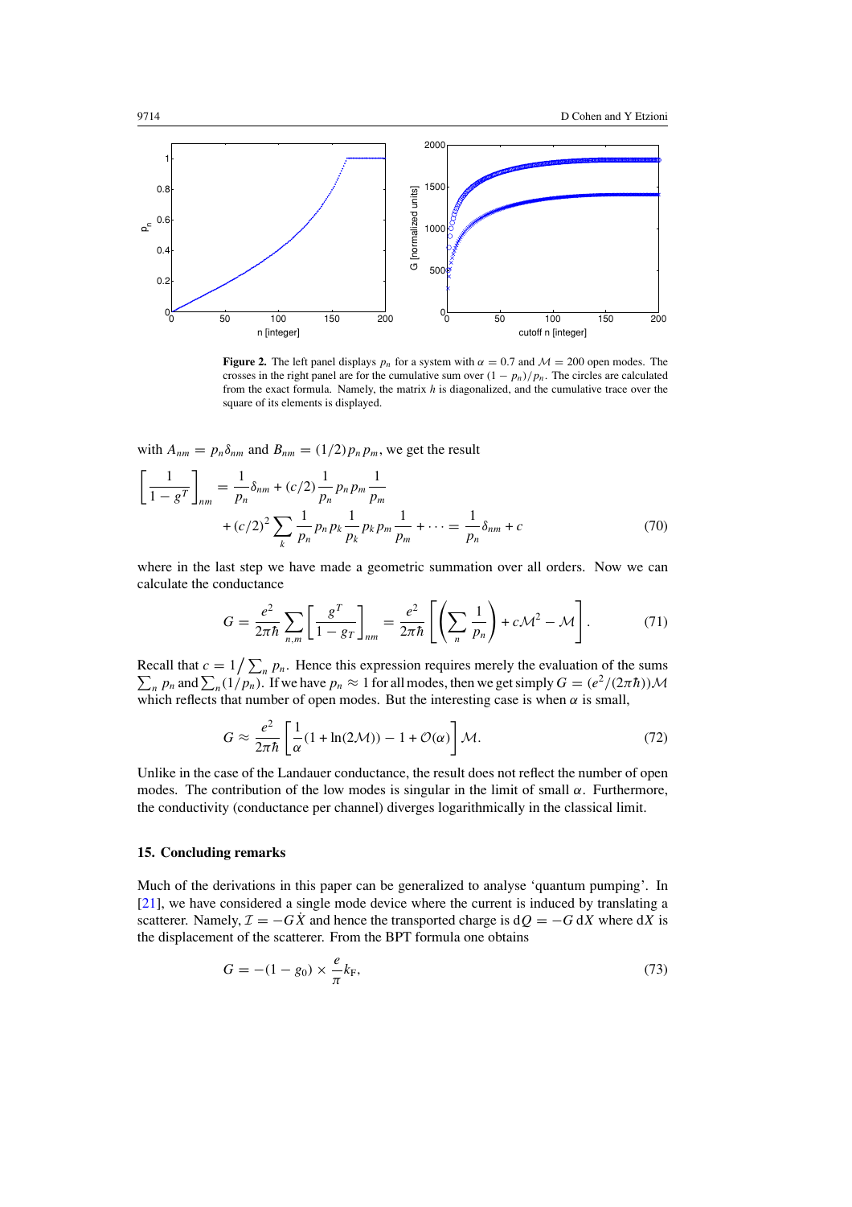**Figure 2.** The left panel displays $p_n$ for a system with $\alpha = 0.7$ and $\mathcal{M} = 200$ open modes. The crosses in the right panel are for the cumulative sum over $(1 - p_n)/p_n$. The circles are calculated from the exact formula. Namely, the matrix $h$ is diagonalized, and the cumulative trace over the square of its elements is displayed.

with $A_{nm} = p_n\delta_{nm}$ and $B_{nm} = (1/2)p_n p_m$, we get the result

$$\left[\frac{1}{1-g^T}\right]_{nm} = \frac{1}{p_n}\delta_{nm} + (c/2)\frac{1}{p_n}p_n p_m \frac{1}{p_m} + (c/2)^2 \sum_k \frac{1}{p_n}p_n p_k \frac{1}{p_k} p_k p_m \frac{1}{p_m} + \cdots = \frac{1}{p_n}\delta_{nm} + c \tag{70}$$

where in the last step we have made a geometric summation over all orders. Now we can calculate the conductance

$$G = \frac{e^2}{2\pi\hbar}\sum_{n,m}\left[\frac{g^T}{1-g_T}\right]_{nm} = \frac{e^2}{2\pi\hbar}\left[\left(\sum_n \frac{1}{p_n}\right) + c\mathcal{M}^2 - \mathcal{M}\right]. \tag{71}$$

Recall that $c = 1/\sum_n p_n$. Hence this expression requires merely the evaluation of the sums $\sum_n p_n$ and $\sum_n (1/p_n)$. If we have $p_n \approx 1$ for all modes, then we get simply $G = (e^2/(2\pi\hbar))\mathcal{M}$ which reflects that number of open modes. But the interesting case is when $\alpha$ is small,

$$G \approx \frac{e^2}{2\pi\hbar}\left[\frac{1}{\alpha}(1 + \ln(2\mathcal{M})) - 1 + \mathcal{O}(\alpha)\right]\mathcal{M}. \tag{72}$$

Unlike in the case of the Landauer conductance, the result does not reflect the number of open modes. The contribution of the low modes is singular in the limit of small $\alpha$. Furthermore, the conductivity (conductance per channel) diverges logarithmically in the classical limit.

## 15. Concluding remarks

Much of the derivations in this paper can be generalized to analyse 'quantum pumping'. In [21], we have considered a single mode device where the current is induced by translating a scatterer. Namely, $\mathcal{I} = -G\dot{X}$ and hence the transported charge is $\mathrm{d}Q = -G\,\mathrm{d}X$ where $\mathrm{d}X$ is the displacement of the scatterer. From the BPT formula one obtains

$$G = -(1 - g_0) \times \frac{e}{\pi}k_{\mathrm{F}}, \tag{73}$$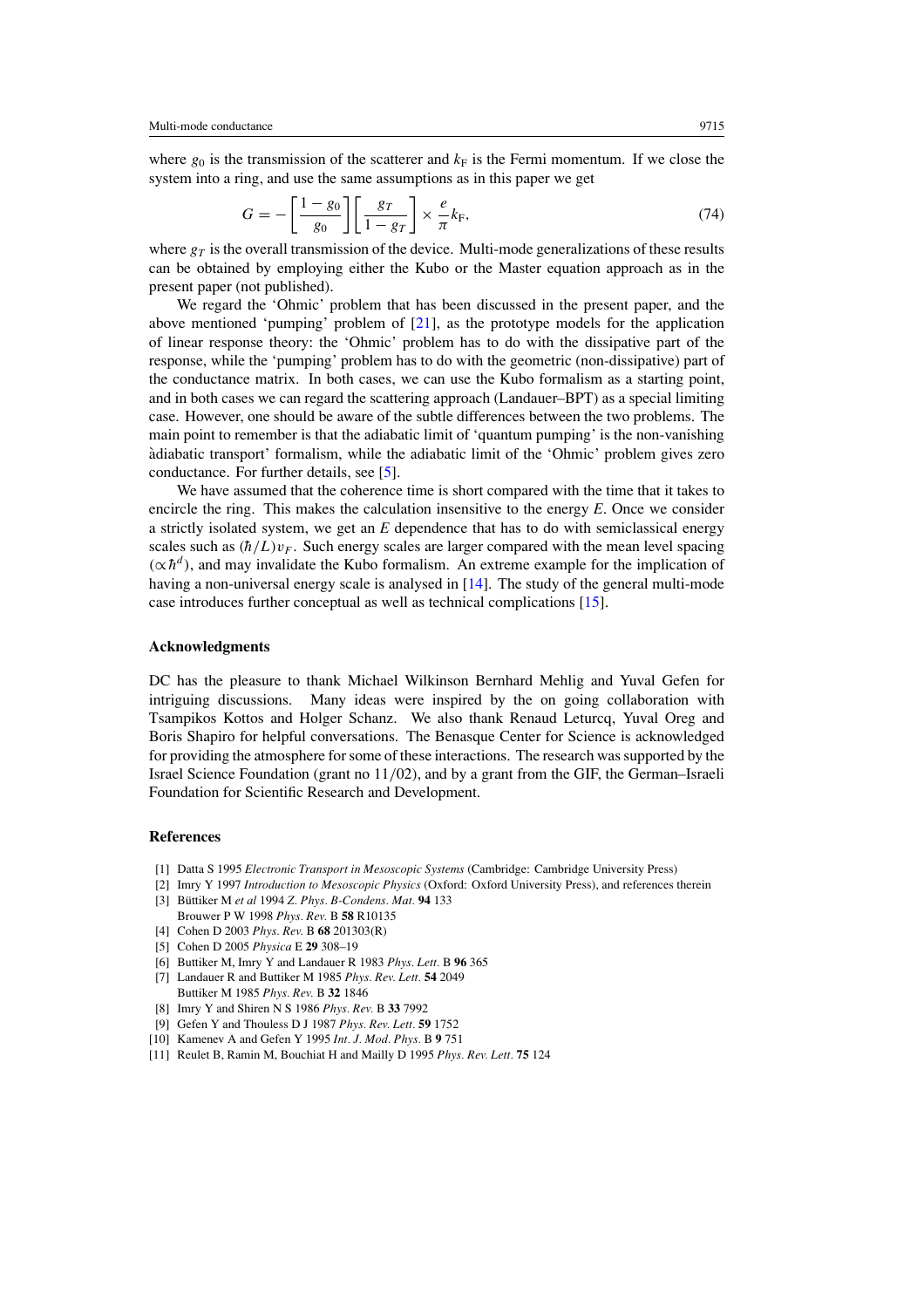where $g_0$ is the transmission of the scatterer and $k_F$ is the Fermi momentum. If we close the system into a ring, and use the same assumptions as in this paper we get

$$G = -\left[\frac{1-g_0}{g_0}\right]\left[\frac{g_T}{1-g_T}\right] \times \frac{e}{\pi}k_F, \tag{74}$$

where $g_T$ is the overall transmission of the device. Multi-mode generalizations of these results can be obtained by employing either the Kubo or the Master equation approach as in the present paper (not published).

We regard the 'Ohmic' problem that has been discussed in the present paper, and the above mentioned 'pumping' problem of [21], as the prototype models for the application of linear response theory: the 'Ohmic' problem has to do with the dissipative part of the response, while the 'pumping' problem has to do with the geometric (non-dissipative) part of the conductance matrix. In both cases, we can use the Kubo formalism as a starting point, and in both cases we can regard the scattering approach (Landauer–BPT) as a special limiting case. However, one should be aware of the subtle differences between the two problems. The main point to remember is that the adiabatic limit of 'quantum pumping' is the non-vanishing àdiabatic transport' formalism, while the adiabatic limit of the 'Ohmic' problem gives zero conductance. For further details, see [5].

We have assumed that the coherence time is short compared with the time that it takes to encircle the ring. This makes the calculation insensitive to the energy $E$. Once we consider a strictly isolated system, we get an $E$ dependence that has to do with semiclassical energy scales such as $(\hbar/L)v_F$. Such energy scales are larger compared with the mean level spacing $(\propto \hbar^d)$, and may invalidate the Kubo formalism. An extreme example for the implication of having a non-universal energy scale is analysed in [14]. The study of the general multi-mode case introduces further conceptual as well as technical complications [15].

## Acknowledgments

DC has the pleasure to thank Michael Wilkinson Bernhard Mehlig and Yuval Gefen for intriguing discussions. Many ideas were inspired by the on going collaboration with Tsampikos Kottos and Holger Schanz. We also thank Renaud Leturcq, Yuval Oreg and Boris Shapiro for helpful conversations. The Benasque Center for Science is acknowledged for providing the atmosphere for some of these interactions. The research was supported by the Israel Science Foundation (grant no 11/02), and by a grant from the GIF, the German–Israeli Foundation for Scientific Research and Development.

## References

[1] Datta S 1995 *Electronic Transport in Mesoscopic Systems* (Cambridge: Cambridge University Press)
[2] Imry Y 1997 *Introduction to Mesoscopic Physics* (Oxford: Oxford University Press), and references therein
[3] Büttiker M *et al* 1994 *Z. Phys. B-Condens. Mat.* **94** 133
Brouwer P W 1998 *Phys. Rev.* B **58** R10135
[4] Cohen D 2003 *Phys. Rev.* B **68** 201303(R)
[5] Cohen D 2005 *Physica* E **29** 308–19
[6] Buttiker M, Imry Y and Landauer R 1983 *Phys. Lett.* B **96** 365
[7] Landauer R and Buttiker M 1985 *Phys. Rev. Lett.* **54** 2049
Buttiker M 1985 *Phys. Rev.* B **32** 1846
[8] Imry Y and Shiren N S 1986 *Phys. Rev.* B **33** 7992
[9] Gefen Y and Thouless D J 1987 *Phys. Rev. Lett.* **59** 1752
[10] Kamenev A and Gefen Y 1995 *Int. J. Mod. Phys.* B **9** 751
[11] Reulet B, Ramin M, Bouchiat H and Mailly D 1995 *Phys. Rev. Lett.* **75** 124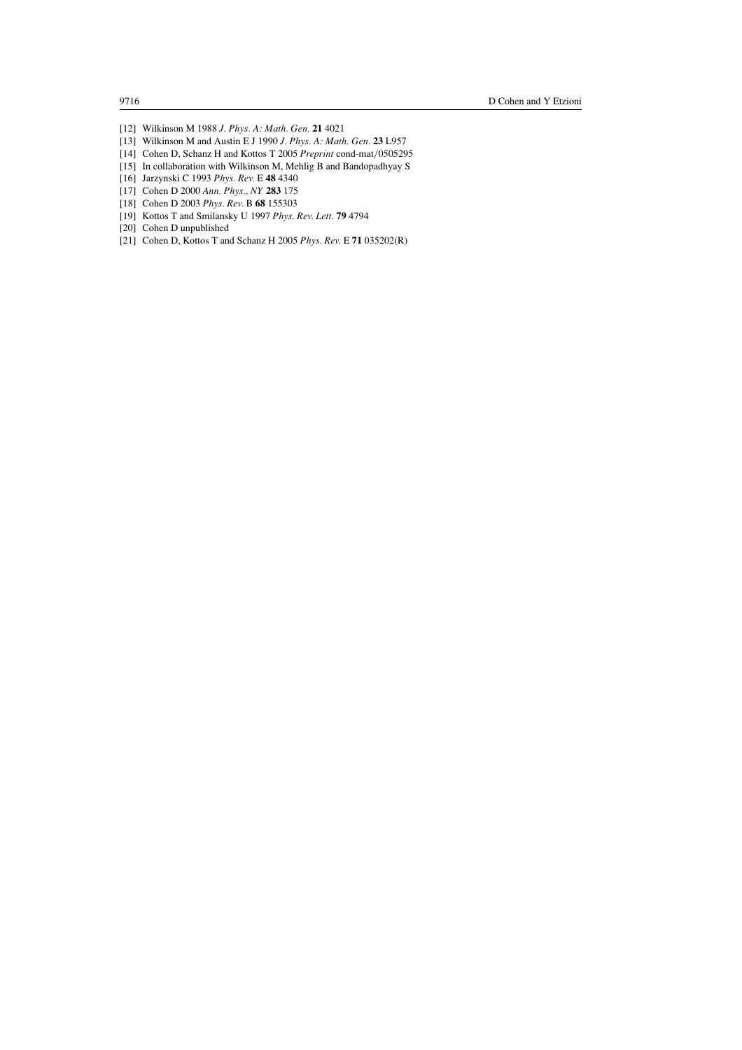[12] Wilkinson M 1988 *J. Phys. A: Math. Gen.* **21** 4021

[13] Wilkinson M and Austin E J 1990 *J. Phys. A: Math. Gen.* **23** L957

[14] Cohen D, Schanz H and Kottos T 2005 *Preprint* cond-mat/0505295

[15] In collaboration with Wilkinson M, Mehlig B and Bandopadhyay S

[16] Jarzynski C 1993 *Phys. Rev.* E **48** 4340

[17] Cohen D 2000 *Ann. Phys., NY* **283** 175

[18] Cohen D 2003 *Phys. Rev.* B **68** 155303

[19] Kottos T and Smilansky U 1997 *Phys. Rev. Lett.* **79** 4794

[20] Cohen D unpublished

[21] Cohen D, Kottos T and Schanz H 2005 *Phys. Rev.* E **71** 035202(R)